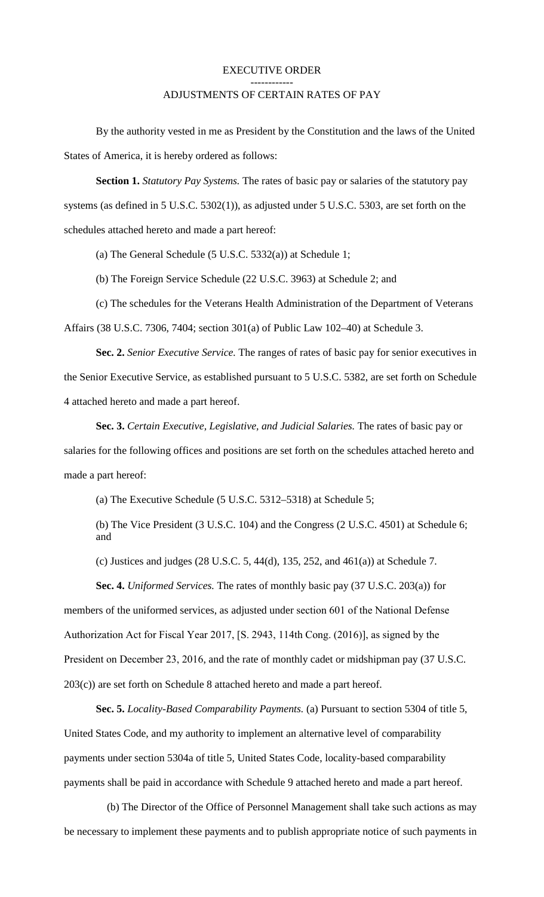# EXECUTIVE ORDER

------------

## ADJUSTMENTS OF CERTAIN RATES OF PAY

By the authority vested in me as President by the Constitution and the laws of the United States of America, it is hereby ordered as follows:

**Section 1.** *Statutory Pay Systems.* The rates of basic pay or salaries of the statutory pay systems (as defined in 5 U.S.C. 5302(1)), as adjusted under 5 U.S.C. 5303, are set forth on the schedules attached hereto and made a part hereof:

(a) The General Schedule (5 U.S.C. 5332(a)) at Schedule 1;

(b) The Foreign Service Schedule (22 U.S.C. 3963) at Schedule 2; and

(c) The schedules for the Veterans Health Administration of the Department of Veterans Affairs (38 U.S.C. 7306, 7404; section 301(a) of Public Law 102–40) at Schedule 3.

**Sec. 2.** *Senior Executive Service.* The ranges of rates of basic pay for senior executives in the Senior Executive Service, as established pursuant to 5 U.S.C. 5382, are set forth on Schedule 4 attached hereto and made a part hereof.

**Sec. 3.** *Certain Executive, Legislative, and Judicial Salaries.* The rates of basic pay or salaries for the following offices and positions are set forth on the schedules attached hereto and made a part hereof:

(a) The Executive Schedule (5 U.S.C. 5312–5318) at Schedule 5;

(b) The Vice President (3 U.S.C. 104) and the Congress (2 U.S.C. 4501) at Schedule 6; and

(c) Justices and judges (28 U.S.C. 5, 44(d), 135, 252, and 461(a)) at Schedule 7.

**Sec. 4.** *Uniformed Services.* The rates of monthly basic pay (37 U.S.C. 203(a)) for members of the uniformed services, as adjusted under section 601 of the National Defense Authorization Act for Fiscal Year 2017, [S. 2943, 114th Cong. (2016)], as signed by the President on December 23, 2016, and the rate of monthly cadet or midshipman pay (37 U.S.C. 203(c)) are set forth on Schedule 8 attached hereto and made a part hereof.

**Sec. 5.** *Locality-Based Comparability Payments.* (a) Pursuant to section 5304 of title 5, United States Code, and my authority to implement an alternative level of comparability payments under section 5304a of title 5, United States Code, locality-based comparability payments shall be paid in accordance with Schedule 9 attached hereto and made a part hereof.

(b) The Director of the Office of Personnel Management shall take such actions as may be necessary to implement these payments and to publish appropriate notice of such payments in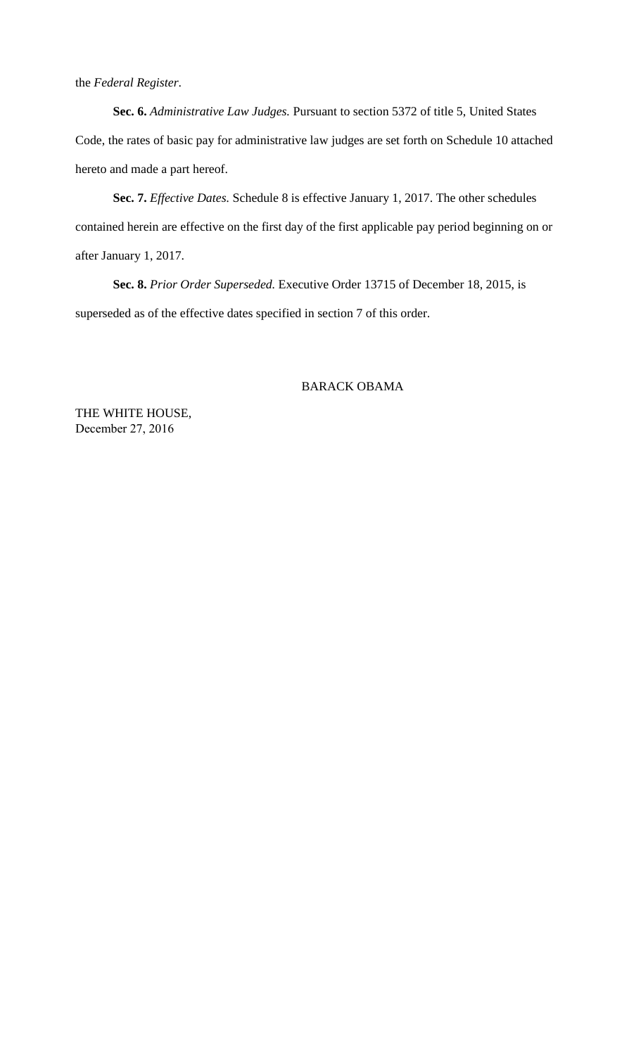the *Federal Register*.

**Sec. 6.** *Administrative Law Judges.* Pursuant to section 5372 of title 5, United States Code, the rates of basic pay for administrative law judges are set forth on Schedule 10 attached hereto and made a part hereof.

**Sec. 7.** *Effective Dates.* Schedule 8 is effective January 1, 2017. The other schedules contained herein are effective on the first day of the first applicable pay period beginning on or after January 1, 2017.

**Sec. 8.** *Prior Order Superseded.* Executive Order 13715 of December 18, 2015, is superseded as of the effective dates specified in section 7 of this order.

BARACK OBAMA

THE WHITE HOUSE,
December 27, 2016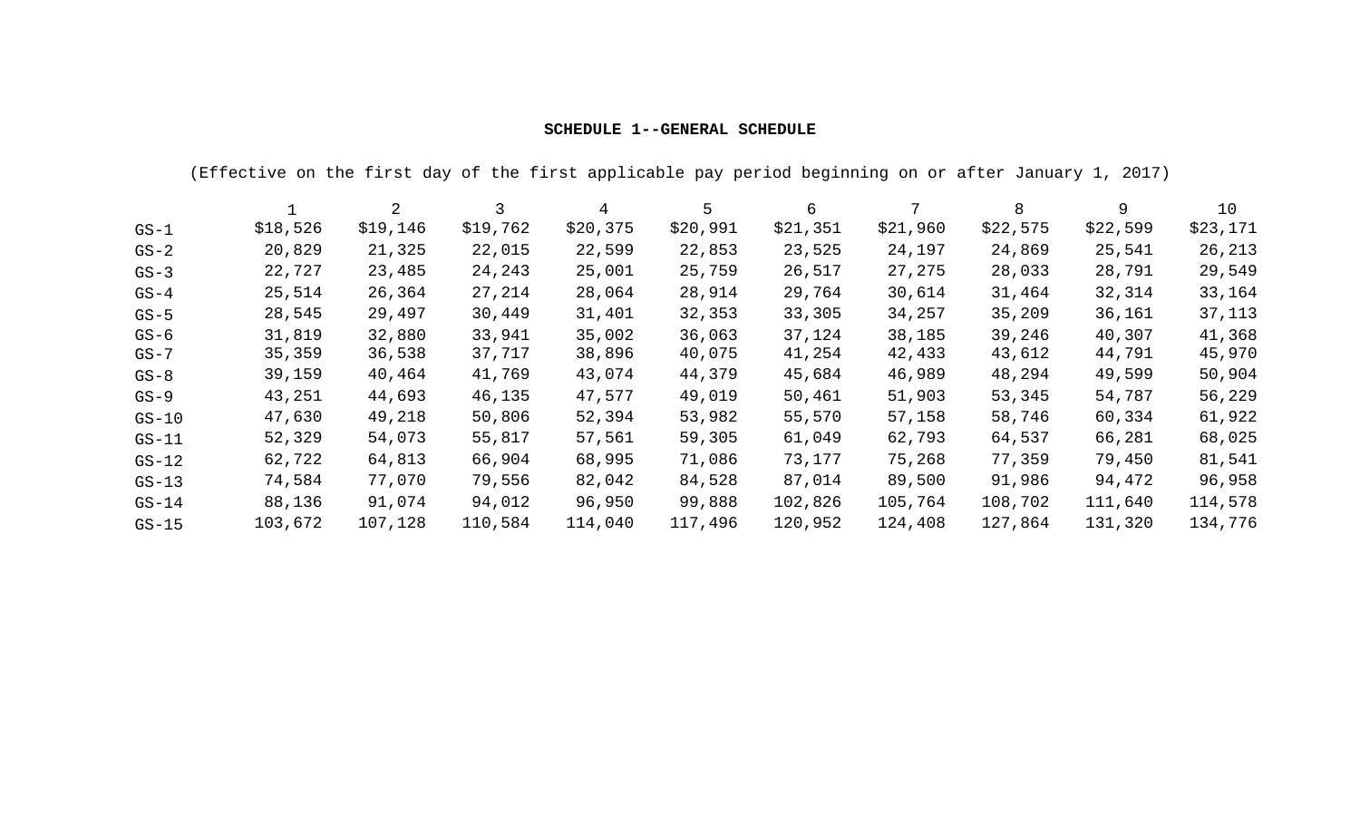**SCHEDULE 1--GENERAL SCHEDULE**

(Effective on the first day of the first applicable pay period beginning on or after January 1, 2017)

| | 1 | 2 | 3 | 4 | 5 | 6 | 7 | 8 | 9 | 10 |
|---|---|---|---|---|---|---|---|---|---|---|
| GS-1 | $18,526 | $19,146 | $19,762 | $20,375 | $20,991 | $21,351 | $21,960 | $22,575 | $22,599 | $23,171 |
| GS-2 | 20,829 | 21,325 | 22,015 | 22,599 | 22,853 | 23,525 | 24,197 | 24,869 | 25,541 | 26,213 |
| GS-3 | 22,727 | 23,485 | 24,243 | 25,001 | 25,759 | 26,517 | 27,275 | 28,033 | 28,791 | 29,549 |
| GS-4 | 25,514 | 26,364 | 27,214 | 28,064 | 28,914 | 29,764 | 30,614 | 31,464 | 32,314 | 33,164 |
| GS-5 | 28,545 | 29,497 | 30,449 | 31,401 | 32,353 | 33,305 | 34,257 | 35,209 | 36,161 | 37,113 |
| GS-6 | 31,819 | 32,880 | 33,941 | 35,002 | 36,063 | 37,124 | 38,185 | 39,246 | 40,307 | 41,368 |
| GS-7 | 35,359 | 36,538 | 37,717 | 38,896 | 40,075 | 41,254 | 42,433 | 43,612 | 44,791 | 45,970 |
| GS-8 | 39,159 | 40,464 | 41,769 | 43,074 | 44,379 | 45,684 | 46,989 | 48,294 | 49,599 | 50,904 |
| GS-9 | 43,251 | 44,693 | 46,135 | 47,577 | 49,019 | 50,461 | 51,903 | 53,345 | 54,787 | 56,229 |
| GS-10 | 47,630 | 49,218 | 50,806 | 52,394 | 53,982 | 55,570 | 57,158 | 58,746 | 60,334 | 61,922 |
| GS-11 | 52,329 | 54,073 | 55,817 | 57,561 | 59,305 | 61,049 | 62,793 | 64,537 | 66,281 | 68,025 |
| GS-12 | 62,722 | 64,813 | 66,904 | 68,995 | 71,086 | 73,177 | 75,268 | 77,359 | 79,450 | 81,541 |
| GS-13 | 74,584 | 77,070 | 79,556 | 82,042 | 84,528 | 87,014 | 89,500 | 91,986 | 94,472 | 96,958 |
| GS-14 | 88,136 | 91,074 | 94,012 | 96,950 | 99,888 | 102,826 | 105,764 | 108,702 | 111,640 | 114,578 |
| GS-15 | 103,672 | 107,128 | 110,584 | 114,040 | 117,496 | 120,952 | 124,408 | 127,864 | 131,320 | 134,776 |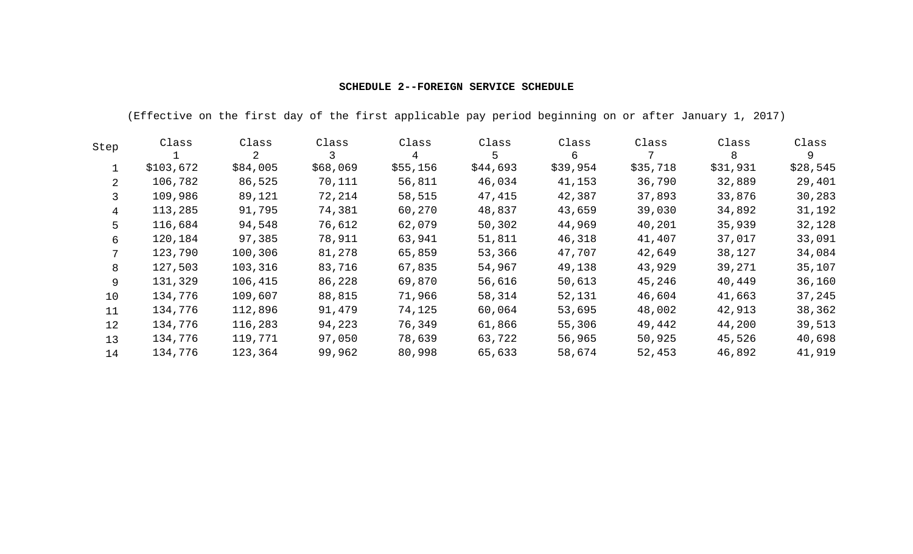**SCHEDULE 2--FOREIGN SERVICE SCHEDULE**

(Effective on the first day of the first applicable pay period beginning on or after January 1, 2017)

| Step | Class 1 | Class 2 | Class 3 | Class 4 | Class 5 | Class 6 | Class 7 | Class 8 | Class 9 |
|---|---|---|---|---|---|---|---|---|---|
| 1 | $103,672 | $84,005 | $68,069 | $55,156 | $44,693 | $39,954 | $35,718 | $31,931 | $28,545 |
| 2 | 106,782 | 86,525 | 70,111 | 56,811 | 46,034 | 41,153 | 36,790 | 32,889 | 29,401 |
| 3 | 109,986 | 89,121 | 72,214 | 58,515 | 47,415 | 42,387 | 37,893 | 33,876 | 30,283 |
| 4 | 113,285 | 91,795 | 74,381 | 60,270 | 48,837 | 43,659 | 39,030 | 34,892 | 31,192 |
| 5 | 116,684 | 94,548 | 76,612 | 62,079 | 50,302 | 44,969 | 40,201 | 35,939 | 32,128 |
| 6 | 120,184 | 97,385 | 78,911 | 63,941 | 51,811 | 46,318 | 41,407 | 37,017 | 33,091 |
| 7 | 123,790 | 100,306 | 81,278 | 65,859 | 53,366 | 47,707 | 42,649 | 38,127 | 34,084 |
| 8 | 127,503 | 103,316 | 83,716 | 67,835 | 54,967 | 49,138 | 43,929 | 39,271 | 35,107 |
| 9 | 131,329 | 106,415 | 86,228 | 69,870 | 56,616 | 50,613 | 45,246 | 40,449 | 36,160 |
| 10 | 134,776 | 109,607 | 88,815 | 71,966 | 58,314 | 52,131 | 46,604 | 41,663 | 37,245 |
| 11 | 134,776 | 112,896 | 91,479 | 74,125 | 60,064 | 53,695 | 48,002 | 42,913 | 38,362 |
| 12 | 134,776 | 116,283 | 94,223 | 76,349 | 61,866 | 55,306 | 49,442 | 44,200 | 39,513 |
| 13 | 134,776 | 119,771 | 97,050 | 78,639 | 63,722 | 56,965 | 50,925 | 45,526 | 40,698 |
| 14 | 134,776 | 123,364 | 99,962 | 80,998 | 65,633 | 58,674 | 52,453 | 46,892 | 41,919 |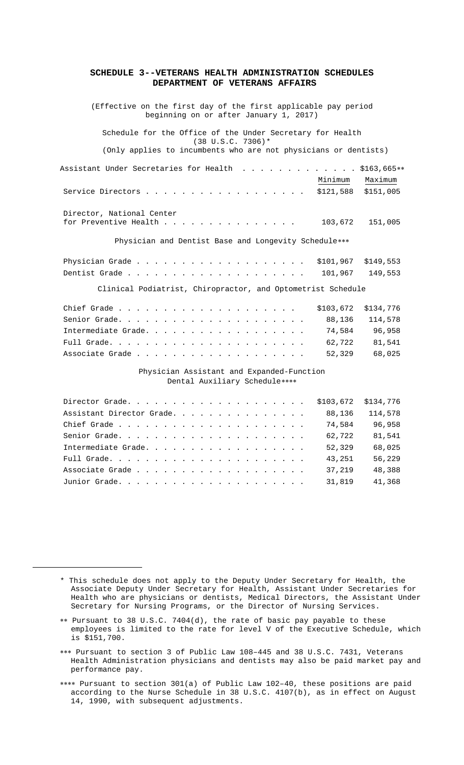## SCHEDULE 3--VETERANS HEALTH ADMINISTRATION SCHEDULES
## DEPARTMENT OF VETERANS AFFAIRS

(Effective on the first day of the first applicable pay period beginning on or after January 1, 2017)

Schedule for the Office of the Under Secretary for Health (38 U.S.C. 7306)*
(Only applies to incumbents who are not physicians or dentists)

| | Minimum | Maximum |
|---|---|---|
| Assistant Under Secretaries for Health | | $163,665** |
| Service Directors | $121,588 | $151,005 |
| Director, National Center for Preventive Health | 103,672 | 151,005 |

Physician and Dentist Base and Longevity Schedule***

| | Minimum | Maximum |
|---|---|---|
| Physician Grade | $101,967 | $149,553 |
| Dentist Grade | 101,967 | 149,553 |

Clinical Podiatrist, Chiropractor, and Optometrist Schedule

| | Minimum | Maximum |
|---|---|---|
| Chief Grade | $103,672 | $134,776 |
| Senior Grade | 88,136 | 114,578 |
| Intermediate Grade | 74,584 | 96,958 |
| Full Grade | 62,722 | 81,541 |
| Associate Grade | 52,329 | 68,025 |

Physician Assistant and Expanded-Function Dental Auxiliary Schedule****

| | Minimum | Maximum |
|---|---|---|
| Director Grade | $103,672 | $134,776 |
| Assistant Director Grade | 88,136 | 114,578 |
| Chief Grade | 74,584 | 96,958 |
| Senior Grade | 62,722 | 81,541 |
| Intermediate Grade | 52,329 | 68,025 |
| Full Grade | 43,251 | 56,229 |
| Associate Grade | 37,219 | 48,388 |
| Junior Grade | 31,819 | 41,368 |

---

\* This schedule does not apply to the Deputy Under Secretary for Health, the Associate Deputy Under Secretary for Health, Assistant Under Secretaries for Health who are physicians or dentists, Medical Directors, the Assistant Under Secretary for Nursing Programs, or the Director of Nursing Services.

** Pursuant to 38 U.S.C. 7404(d), the rate of basic pay payable to these employees is limited to the rate for level V of the Executive Schedule, which is $151,700.

*** Pursuant to section 3 of Public Law 108–445 and 38 U.S.C. 7431, Veterans Health Administration physicians and dentists may also be paid market pay and performance pay.

**** Pursuant to section 301(a) of Public Law 102–40, these positions are paid according to the Nurse Schedule in 38 U.S.C. 4107(b), as in effect on August 14, 1990, with subsequent adjustments.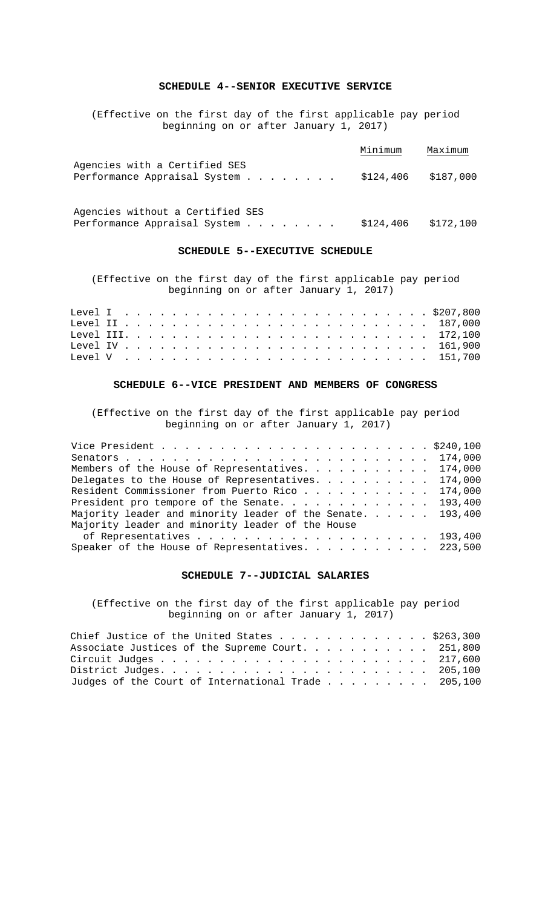## SCHEDULE 4--SENIOR EXECUTIVE SERVICE

(Effective on the first day of the first applicable pay period beginning on or after January 1, 2017)

| | Minimum | Maximum |
|---|---|---|
| Agencies with a Certified SES Performance Appraisal System | $124,406 | $187,000 |
| Agencies without a Certified SES Performance Appraisal System | $124,406 | $172,100 |

## SCHEDULE 5--EXECUTIVE SCHEDULE

(Effective on the first day of the first applicable pay period beginning on or after January 1, 2017)

| | |
|---|---|
| Level I | $207,800 |
| Level II | 187,000 |
| Level III | 172,100 |
| Level IV | 161,900 |
| Level V | 151,700 |

## SCHEDULE 6--VICE PRESIDENT AND MEMBERS OF CONGRESS

(Effective on the first day of the first applicable pay period beginning on or after January 1, 2017)

| | |
|---|---|
| Vice President | $240,100 |
| Senators | 174,000 |
| Members of the House of Representatives | 174,000 |
| Delegates to the House of Representatives | 174,000 |
| Resident Commissioner from Puerto Rico | 174,000 |
| President pro tempore of the Senate | 193,400 |
| Majority leader and minority leader of the Senate | 193,400 |
| Majority leader and minority leader of the House of Representatives | 193,400 |
| Speaker of the House of Representatives | 223,500 |

## SCHEDULE 7--JUDICIAL SALARIES

(Effective on the first day of the first applicable pay period beginning on or after January 1, 2017)

| | |
|---|---|
| Chief Justice of the United States | $263,300 |
| Associate Justices of the Supreme Court | 251,800 |
| Circuit Judges | 217,600 |
| District Judges | 205,100 |
| Judges of the Court of International Trade | 205,100 |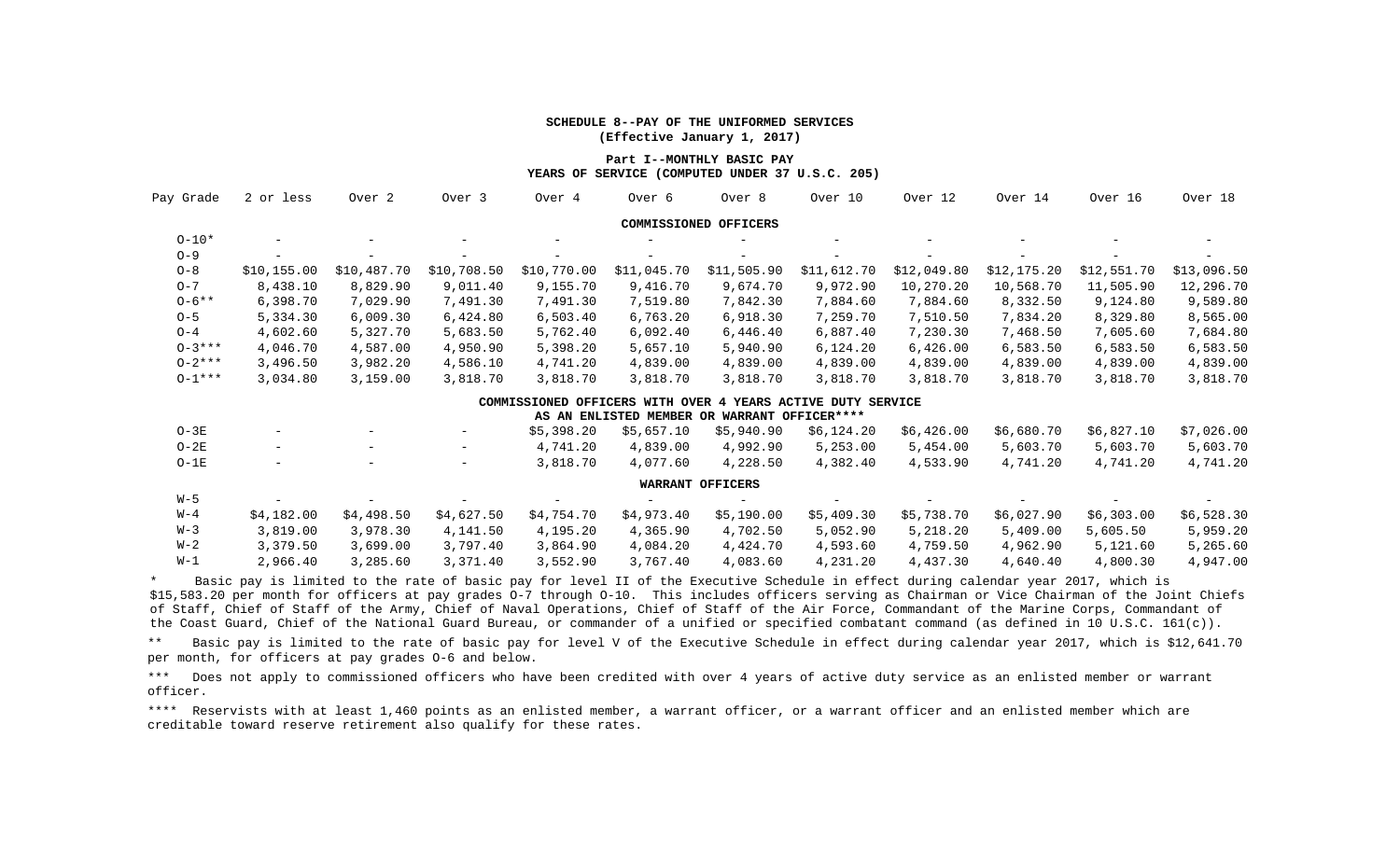**SCHEDULE 8--PAY OF THE UNIFORMED SERVICES**
**(Effective January 1, 2017)**

**Part I--MONTHLY BASIC PAY**
**YEARS OF SERVICE (COMPUTED UNDER 37 U.S.C. 205)**

| Pay Grade | 2 or less | Over 2 | Over 3 | Over 4 | Over 6 | Over 8 | Over 10 | Over 12 | Over 14 | Over 16 | Over 18 |
|---|---|---|---|---|---|---|---|---|---|---|---|
| | | | | | **COMMISSIONED OFFICERS** | | | | | | |
| O-10* | - | - | - | - | - | - | - | - | - | - | - |
| O-9 | - | - | - | - | - | - | - | - | - | - | - |
| O-8 | $10,155.00 | $10,487.70 | $10,708.50 | $10,770.00 | $11,045.70 | $11,505.90 | $11,612.70 | $12,049.80 | $12,175.20 | $12,551.70 | $13,096.50 |
| O-7 | 8,438.10 | 8,829.90 | 9,011.40 | 9,155.70 | 9,416.70 | 9,674.70 | 9,972.90 | 10,270.20 | 10,568.70 | 11,505.90 | 12,296.70 |
| O-6** | 6,398.70 | 7,029.90 | 7,491.30 | 7,491.30 | 7,519.80 | 7,842.30 | 7,884.60 | 7,884.60 | 8,332.50 | 9,124.80 | 9,589.80 |
| O-5 | 5,334.30 | 6,009.30 | 6,424.80 | 6,503.40 | 6,763.20 | 6,918.30 | 7,259.70 | 7,510.50 | 7,834.20 | 8,329.80 | 8,565.00 |
| O-4 | 4,602.60 | 5,327.70 | 5,683.50 | 5,762.40 | 6,092.40 | 6,446.40 | 6,887.40 | 7,230.30 | 7,468.50 | 7,605.60 | 7,684.80 |
| O-3*** | 4,046.70 | 4,587.00 | 4,950.90 | 5,398.20 | 5,657.10 | 5,940.90 | 6,124.20 | 6,426.00 | 6,583.50 | 6,583.50 | 6,583.50 |
| O-2*** | 3,496.50 | 3,982.20 | 4,586.10 | 4,741.20 | 4,839.00 | 4,839.00 | 4,839.00 | 4,839.00 | 4,839.00 | 4,839.00 | 4,839.00 |
| O-1*** | 3,034.80 | 3,159.00 | 3,818.70 | 3,818.70 | 3,818.70 | 3,818.70 | 3,818.70 | 3,818.70 | 3,818.70 | 3,818.70 | 3,818.70 |
| | | | | | **COMMISSIONED OFFICERS WITH OVER 4 YEARS ACTIVE DUTY SERVICE AS AN ENLISTED MEMBER OR WARRANT OFFICER\*\*\*\*** | | | | | | |
| O-3E | - | - | - | $5,398.20 | $5,657.10 | $5,940.90 | $6,124.20 | $6,426.00 | $6,680.70 | $6,827.10 | $7,026.00 |
| O-2E | - | - | - | 4,741.20 | 4,839.00 | 4,992.90 | 5,253.00 | 5,454.00 | 5,603.70 | 5,603.70 | 5,603.70 |
| O-1E | - | - | - | 3,818.70 | 4,077.60 | 4,228.50 | 4,382.40 | 4,533.90 | 4,741.20 | 4,741.20 | 4,741.20 |
| | | | | | **WARRANT OFFICERS** | | | | | | |
| W-5 | - | - | - | - | - | - | - | - | - | - | - |
| W-4 | $4,182.00 | $4,498.50 | $4,627.50 | $4,754.70 | $4,973.40 | $5,190.00 | $5,409.30 | $5,738.70 | $6,027.90 | $6,303.00 | $6,528.30 |
| W-3 | 3,819.00 | 3,978.30 | 4,141.50 | 4,195.20 | 4,365.90 | 4,702.50 | 5,052.90 | 5,218.20 | 5,409.00 | 5,605.50 | 5,959.20 |
| W-2 | 3,379.50 | 3,699.00 | 3,797.40 | 3,864.90 | 4,084.20 | 4,424.70 | 4,593.60 | 4,759.50 | 4,962.90 | 5,121.60 | 5,265.60 |
| W-1 | 2,966.40 | 3,285.60 | 3,371.40 | 3,552.90 | 3,767.40 | 4,083.60 | 4,231.20 | 4,437.30 | 4,640.40 | 4,800.30 | 4,947.00 |

\* Basic pay is limited to the rate of basic pay for level II of the Executive Schedule in effect during calendar year 2017, which is $15,583.20 per month for officers at pay grades O-7 through O-10. This includes officers serving as Chairman or Vice Chairman of the Joint Chiefs of Staff, Chief of Staff of the Army, Chief of Naval Operations, Chief of Staff of the Air Force, Commandant of the Marine Corps, Commandant of the Coast Guard, Chief of the National Guard Bureau, or commander of a unified or specified combatant command (as defined in 10 U.S.C. 161(c)).

\*\* Basic pay is limited to the rate of basic pay for level V of the Executive Schedule in effect during calendar year 2017, which is $12,641.70 per month, for officers at pay grades O-6 and below.

\*\*\* Does not apply to commissioned officers who have been credited with over 4 years of active duty service as an enlisted member or warrant officer.

\*\*\*\* Reservists with at least 1,460 points as an enlisted member, a warrant officer, or a warrant officer and an enlisted member which are creditable toward reserve retirement also qualify for these rates.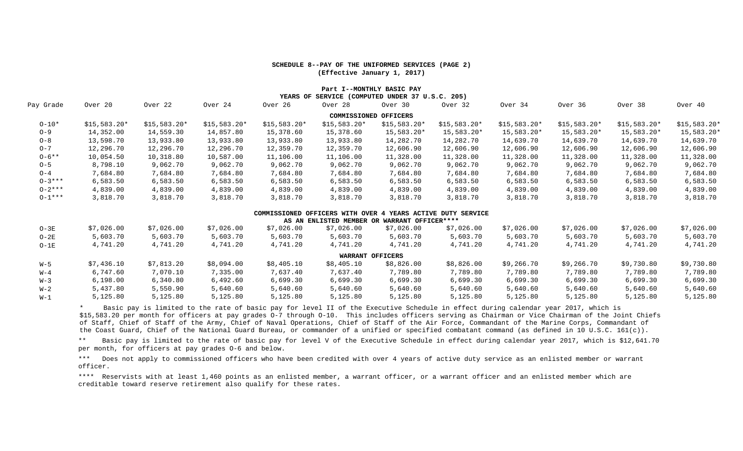**SCHEDULE 8--PAY OF THE UNIFORMED SERVICES (PAGE 2)**
**(Effective January 1, 2017)**

**Part I--MONTHLY BASIC PAY**
**YEARS OF SERVICE (COMPUTED UNDER 37 U.S.C. 205)**

| Pay Grade | Over 20 | Over 22 | Over 24 | Over 26 | Over 28 | Over 30 | Over 32 | Over 34 | Over 36 | Over 38 | Over 40 |
|---|---|---|---|---|---|---|---|---|---|---|---|
| **COMMISSIONED OFFICERS** | | | | | | | | | | | |
| O-10* | $15,583.20* | $15,583.20* | $15,583.20* | $15,583.20* | $15,583.20* | $15,583.20* | $15,583.20* | $15,583.20* | $15,583.20* | $15,583.20* | $15,583.20* |
| O-9 | 14,352.00 | 14,559.30 | 14,857.80 | 15,378.60 | 15,378.60 | 15,583.20* | 15,583.20* | 15,583.20* | 15,583.20* | 15,583.20* | 15,583.20* |
| O-8 | 13,598.70 | 13,933.80 | 13,933.80 | 13,933.80 | 13,933.80 | 14,282.70 | 14,282.70 | 14,639.70 | 14,639.70 | 14,639.70 | 14,639.70 |
| O-7 | 12,296.70 | 12,296.70 | 12,296.70 | 12,359.70 | 12,359.70 | 12,606.90 | 12,606.90 | 12,606.90 | 12,606.90 | 12,606.90 | 12,606.90 |
| O-6** | 10,054.50 | 10,318.80 | 10,587.00 | 11,106.00 | 11,106.00 | 11,328.00 | 11,328.00 | 11,328.00 | 11,328.00 | 11,328.00 | 11,328.00 |
| O-5 | 8,798.10 | 9,062.70 | 9,062.70 | 9,062.70 | 9,062.70 | 9,062.70 | 9,062.70 | 9,062.70 | 9,062.70 | 9,062.70 | 9,062.70 |
| O-4 | 7,684.80 | 7,684.80 | 7,684.80 | 7,684.80 | 7,684.80 | 7,684.80 | 7,684.80 | 7,684.80 | 7,684.80 | 7,684.80 | 7,684.80 |
| O-3*** | 6,583.50 | 6,583.50 | 6,583.50 | 6,583.50 | 6,583.50 | 6,583.50 | 6,583.50 | 6,583.50 | 6,583.50 | 6,583.50 | 6,583.50 |
| O-2*** | 4,839.00 | 4,839.00 | 4,839.00 | 4,839.00 | 4,839.00 | 4,839.00 | 4,839.00 | 4,839.00 | 4,839.00 | 4,839.00 | 4,839.00 |
| O-1*** | 3,818.70 | 3,818.70 | 3,818.70 | 3,818.70 | 3,818.70 | 3,818.70 | 3,818.70 | 3,818.70 | 3,818.70 | 3,818.70 | 3,818.70 |
| **COMMISSIONED OFFICERS WITH OVER 4 YEARS ACTIVE DUTY SERVICE AS AN ENLISTED MEMBER OR WARRANT OFFICER**** | | | | | | | | | | | |
| O-3E | $7,026.00 | $7,026.00 | $7,026.00 | $7,026.00 | $7,026.00 | $7,026.00 | $7,026.00 | $7,026.00 | $7,026.00 | $7,026.00 | $7,026.00 |
| O-2E | 5,603.70 | 5,603.70 | 5,603.70 | 5,603.70 | 5,603.70 | 5,603.70 | 5,603.70 | 5,603.70 | 5,603.70 | 5,603.70 | 5,603.70 |
| O-1E | 4,741.20 | 4,741.20 | 4,741.20 | 4,741.20 | 4,741.20 | 4,741.20 | 4,741.20 | 4,741.20 | 4,741.20 | 4,741.20 | 4,741.20 |
| **WARRANT OFFICERS** | | | | | | | | | | | |
| W-5 | $7,436.10 | $7,813.20 | $8,094.00 | $8,405.10 | $8,405.10 | $8,826.00 | $8,826.00 | $9,266.70 | $9,266.70 | $9,730.80 | $9,730.80 |
| W-4 | 6,747.60 | 7,070.10 | 7,335.00 | 7,637.40 | 7,637.40 | 7,789.80 | 7,789.80 | 7,789.80 | 7,789.80 | 7,789.80 | 7,789.80 |
| W-3 | 6,198.00 | 6,340.80 | 6,492.60 | 6,699.30 | 6,699.30 | 6,699.30 | 6,699.30 | 6,699.30 | 6,699.30 | 6,699.30 | 6,699.30 |
| W-2 | 5,437.80 | 5,550.90 | 5,640.60 | 5,640.60 | 5,640.60 | 5,640.60 | 5,640.60 | 5,640.60 | 5,640.60 | 5,640.60 | 5,640.60 |
| W-1 | 5,125.80 | 5,125.80 | 5,125.80 | 5,125.80 | 5,125.80 | 5,125.80 | 5,125.80 | 5,125.80 | 5,125.80 | 5,125.80 | 5,125.80 |

\* Basic pay is limited to the rate of basic pay for level II of the Executive Schedule in effect during calendar year 2017, which is $15,583.20 per month for officers at pay grades O-7 through O-10. This includes officers serving as Chairman or Vice Chairman of the Joint Chiefs of Staff, Chief of Staff of the Army, Chief of Naval Operations, Chief of Staff of the Air Force, Commandant of the Marine Corps, Commandant of the Coast Guard, Chief of the National Guard Bureau, or commander of a unified or specified combatant command (as defined in 10 U.S.C. 161(c)).

** Basic pay is limited to the rate of basic pay for level V of the Executive Schedule in effect during calendar year 2017, which is $12,641.70 per month, for officers at pay grades O-6 and below.

*** Does not apply to commissioned officers who have been credited with over 4 years of active duty service as an enlisted member or warrant officer.

**** Reservists with at least 1,460 points as an enlisted member, a warrant officer, or a warrant officer and an enlisted member which are creditable toward reserve retirement also qualify for these rates.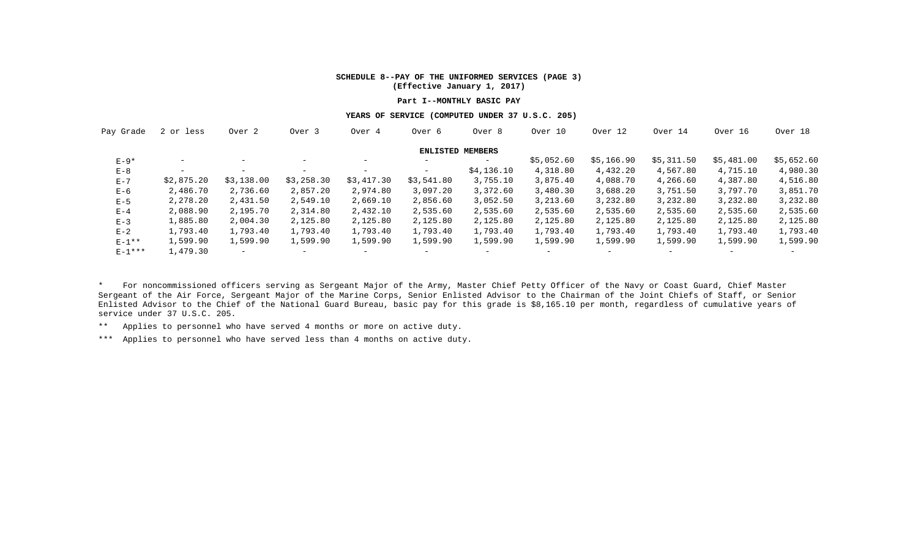**SCHEDULE 8--PAY OF THE UNIFORMED SERVICES (PAGE 3)**
**(Effective January 1, 2017)**

**Part I--MONTHLY BASIC PAY**

**YEARS OF SERVICE (COMPUTED UNDER 37 U.S.C. 205)**

| Pay Grade | 2 or less | Over 2 | Over 3 | Over 4 | Over 6 | Over 8 | Over 10 | Over 12 | Over 14 | Over 16 | Over 18 |
|---|---|---|---|---|---|---|---|---|---|---|---|
| | | | | | | **ENLISTED MEMBERS** | | | | | |
| E-9* | - | - | - | - | - | - | $5,052.60 | $5,166.90 | $5,311.50 | $5,481.00 | $5,652.60 |
| E-8 | - | - | - | - | - | $4,136.10 | 4,318.80 | 4,432.20 | 4,567.80 | 4,715.10 | 4,980.30 |
| E-7 | $2,875.20 | $3,138.00 | $3,258.30 | $3,417.30 | $3,541.80 | 3,755.10 | 3,875.40 | 4,088.70 | 4,266.60 | 4,387.80 | 4,516.80 |
| E-6 | 2,486.70 | 2,736.60 | 2,857.20 | 2,974.80 | 3,097.20 | 3,372.60 | 3,480.30 | 3,688.20 | 3,751.50 | 3,797.70 | 3,851.70 |
| E-5 | 2,278.20 | 2,431.50 | 2,549.10 | 2,669.10 | 2,856.60 | 3,052.50 | 3,213.60 | 3,232.80 | 3,232.80 | 3,232.80 | 3,232.80 |
| E-4 | 2,088.90 | 2,195.70 | 2,314.80 | 2,432.10 | 2,535.60 | 2,535.60 | 2,535.60 | 2,535.60 | 2,535.60 | 2,535.60 | 2,535.60 |
| E-3 | 1,885.80 | 2,004.30 | 2,125.80 | 2,125.80 | 2,125.80 | 2,125.80 | 2,125.80 | 2,125.80 | 2,125.80 | 2,125.80 | 2,125.80 |
| E-2 | 1,793.40 | 1,793.40 | 1,793.40 | 1,793.40 | 1,793.40 | 1,793.40 | 1,793.40 | 1,793.40 | 1,793.40 | 1,793.40 | 1,793.40 |
| E-1** | 1,599.90 | 1,599.90 | 1,599.90 | 1,599.90 | 1,599.90 | 1,599.90 | 1,599.90 | 1,599.90 | 1,599.90 | 1,599.90 | 1,599.90 |
| E-1*** | 1,479.30 | - | - | - | - | - | - | - | - | - | - |

\* For noncommissioned officers serving as Sergeant Major of the Army, Master Chief Petty Officer of the Navy or Coast Guard, Chief Master Sergeant of the Air Force, Sergeant Major of the Marine Corps, Senior Enlisted Advisor to the Chairman of the Joint Chiefs of Staff, or Senior Enlisted Advisor to the Chief of the National Guard Bureau, basic pay for this grade is $8,165.10 per month, regardless of cumulative years of service under 37 U.S.C. 205.

\** Applies to personnel who have served 4 months or more on active duty.

\*** Applies to personnel who have served less than 4 months on active duty.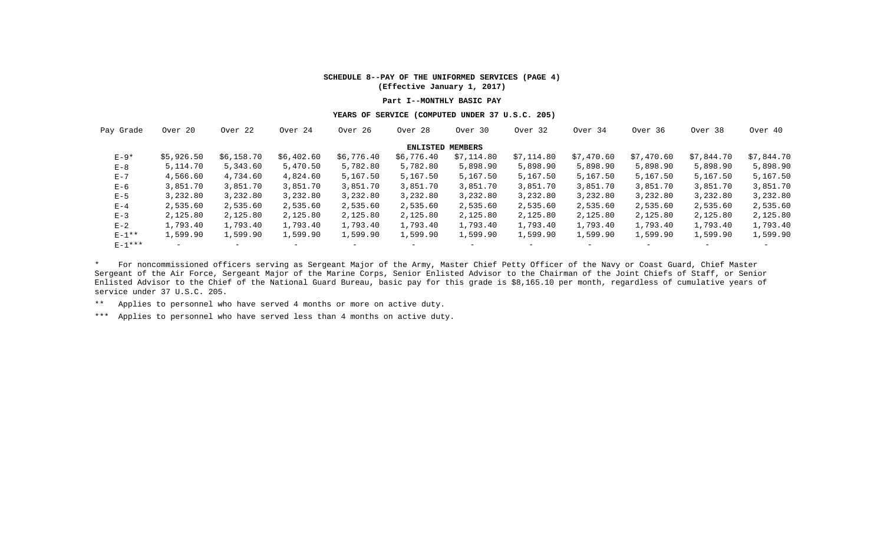**SCHEDULE 8--PAY OF THE UNIFORMED SERVICES (PAGE 4)**
**(Effective January 1, 2017)**

**Part I--MONTHLY BASIC PAY**

**YEARS OF SERVICE (COMPUTED UNDER 37 U.S.C. 205)**

| Pay Grade | Over 20 | Over 22 | Over 24 | Over 26 | Over 28 | Over 30 | Over 32 | Over 34 | Over 36 | Over 38 | Over 40 |
|---|---|---|---|---|---|---|---|---|---|---|---|
| | | | | | **ENLISTED MEMBERS** | | | | | | |
| E-9* | $5,926.50 | $6,158.70 | $6,402.60 | $6,776.40 | $6,776.40 | $7,114.80 | $7,114.80 | $7,470.60 | $7,470.60 | $7,844.70 | $7,844.70 |
| E-8 | 5,114.70 | 5,343.60 | 5,470.50 | 5,782.80 | 5,782.80 | 5,898.90 | 5,898.90 | 5,898.90 | 5,898.90 | 5,898.90 | 5,898.90 |
| E-7 | 4,566.60 | 4,734.60 | 4,824.60 | 5,167.50 | 5,167.50 | 5,167.50 | 5,167.50 | 5,167.50 | 5,167.50 | 5,167.50 | 5,167.50 |
| E-6 | 3,851.70 | 3,851.70 | 3,851.70 | 3,851.70 | 3,851.70 | 3,851.70 | 3,851.70 | 3,851.70 | 3,851.70 | 3,851.70 | 3,851.70 |
| E-5 | 3,232.80 | 3,232.80 | 3,232.80 | 3,232.80 | 3,232.80 | 3,232.80 | 3,232.80 | 3,232.80 | 3,232.80 | 3,232.80 | 3,232.80 |
| E-4 | 2,535.60 | 2,535.60 | 2,535.60 | 2,535.60 | 2,535.60 | 2,535.60 | 2,535.60 | 2,535.60 | 2,535.60 | 2,535.60 | 2,535.60 |
| E-3 | 2,125.80 | 2,125.80 | 2,125.80 | 2,125.80 | 2,125.80 | 2,125.80 | 2,125.80 | 2,125.80 | 2,125.80 | 2,125.80 | 2,125.80 |
| E-2 | 1,793.40 | 1,793.40 | 1,793.40 | 1,793.40 | 1,793.40 | 1,793.40 | 1,793.40 | 1,793.40 | 1,793.40 | 1,793.40 | 1,793.40 |
| E-1** | 1,599.90 | 1,599.90 | 1,599.90 | 1,599.90 | 1,599.90 | 1,599.90 | 1,599.90 | 1,599.90 | 1,599.90 | 1,599.90 | 1,599.90 |
| E-1*** | - | - | - | - | - | - | - | - | - | - | - |

\* For noncommissioned officers serving as Sergeant Major of the Army, Master Chief Petty Officer of the Navy or Coast Guard, Chief Master Sergeant of the Air Force, Sergeant Major of the Marine Corps, Senior Enlisted Advisor to the Chairman of the Joint Chiefs of Staff, or Senior Enlisted Advisor to the Chief of the National Guard Bureau, basic pay for this grade is $8,165.10 per month, regardless of cumulative years of service under 37 U.S.C. 205.

** Applies to personnel who have served 4 months or more on active duty.

*** Applies to personnel who have served less than 4 months on active duty.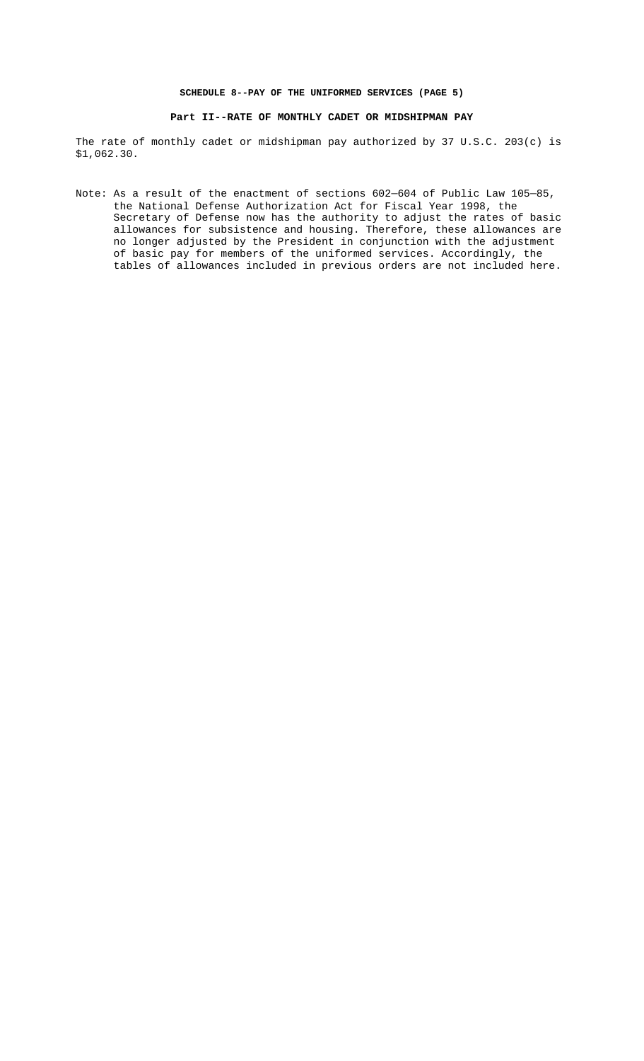**SCHEDULE 8--PAY OF THE UNIFORMED SERVICES (PAGE 5)**

**Part II--RATE OF MONTHLY CADET OR MIDSHIPMAN PAY**

The rate of monthly cadet or midshipman pay authorized by 37 U.S.C. 203(c) is $1,062.30.

Note: As a result of the enactment of sections 602—604 of Public Law 105—85, the National Defense Authorization Act for Fiscal Year 1998, the Secretary of Defense now has the authority to adjust the rates of basic allowances for subsistence and housing. Therefore, these allowances are no longer adjusted by the President in conjunction with the adjustment of basic pay for members of the uniformed services. Accordingly, the tables of allowances included in previous orders are not included here.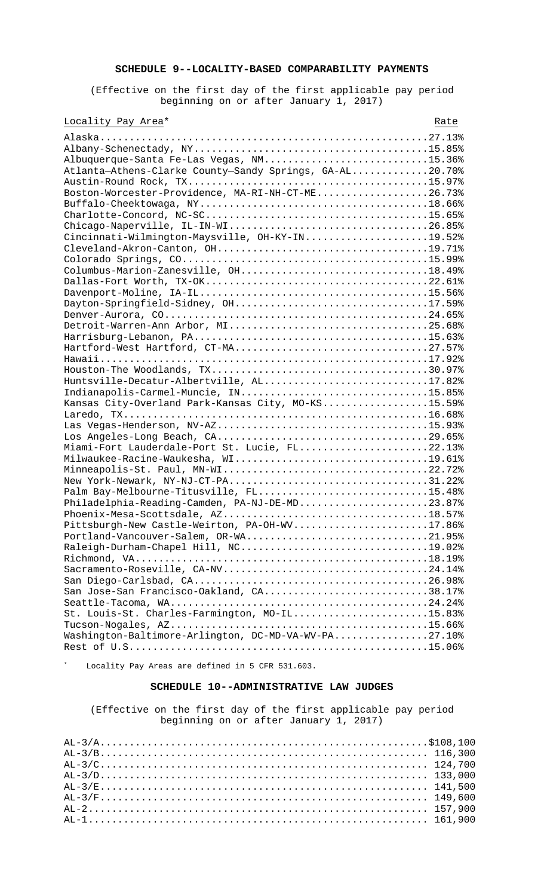## SCHEDULE 9--LOCALITY-BASED COMPARABILITY PAYMENTS

(Effective on the first day of the first applicable pay period beginning on or after January 1, 2017)

| Locality Pay Area* | Rate |
|---|---|
| Alaska | 27.13% |
| Albany-Schenectady, NY | 15.85% |
| Albuquerque-Santa Fe-Las Vegas, NM | 15.36% |
| Atlanta—Athens-Clarke County—Sandy Springs, GA-AL | 20.70% |
| Austin-Round Rock, TX | 15.97% |
| Boston-Worcester-Providence, MA-RI-NH-CT-ME | 26.73% |
| Buffalo-Cheektowaga, NY | 18.66% |
| Charlotte-Concord, NC-SC | 15.65% |
| Chicago-Naperville, IL-IN-WI | 26.85% |
| Cincinnati-Wilmington-Maysville, OH-KY-IN | 19.52% |
| Cleveland-Akron-Canton, OH | 19.71% |
| Colorado Springs, CO | 15.99% |
| Columbus-Marion-Zanesville, OH | 18.49% |
| Dallas-Fort Worth, TX-OK | 22.61% |
| Davenport-Moline, IA-IL | 15.56% |
| Dayton-Springfield-Sidney, OH | 17.59% |
| Denver-Aurora, CO | 24.65% |
| Detroit-Warren-Ann Arbor, MI | 25.68% |
| Harrisburg-Lebanon, PA | 15.63% |
| Hartford-West Hartford, CT-MA | 27.57% |
| Hawaii | 17.92% |
| Houston-The Woodlands, TX | 30.97% |
| Huntsville-Decatur-Albertville, AL | 17.82% |
| Indianapolis-Carmel-Muncie, IN | 15.85% |
| Kansas City-Overland Park-Kansas City, MO-KS | 15.59% |
| Laredo, TX | 16.68% |
| Las Vegas-Henderson, NV-AZ | 15.93% |
| Los Angeles-Long Beach, CA | 29.65% |
| Miami-Fort Lauderdale-Port St. Lucie, FL | 22.13% |
| Milwaukee-Racine-Waukesha, WI | 19.61% |
| Minneapolis-St. Paul, MN-WI | 22.72% |
| New York-Newark, NY-NJ-CT-PA | 31.22% |
| Palm Bay-Melbourne-Titusville, FL | 15.48% |
| Philadelphia-Reading-Camden, PA-NJ-DE-MD | 23.87% |
| Phoenix-Mesa-Scottsdale, AZ | 18.57% |
| Pittsburgh-New Castle-Weirton, PA-OH-WV | 17.86% |
| Portland-Vancouver-Salem, OR-WA | 21.95% |
| Raleigh-Durham-Chapel Hill, NC | 19.02% |
| Richmond, VA | 18.19% |
| Sacramento-Roseville, CA-NV | 24.14% |
| San Diego-Carlsbad, CA | 26.98% |
| San Jose-San Francisco-Oakland, CA | 38.17% |
| Seattle-Tacoma, WA | 24.24% |
| St. Louis-St. Charles-Farmington, MO-IL | 15.83% |
| Tucson-Nogales, AZ | 15.66% |
| Washington-Baltimore-Arlington, DC-MD-VA-WV-PA | 27.10% |
| Rest of U.S. | 15.06% |

\* Locality Pay Areas are defined in 5 CFR 531.603.

## SCHEDULE 10--ADMINISTRATIVE LAW JUDGES

(Effective on the first day of the first applicable pay period beginning on or after January 1, 2017)

| | |
|---|---|
| AL-3/A | $108,100 |
| AL-3/B | 116,300 |
| AL-3/C | 124,700 |
| AL-3/D | 133,000 |
| AL-3/E | 141,500 |
| AL-3/F | 149,600 |
| AL-2 | 157,900 |
| AL-1 | 161,900 |